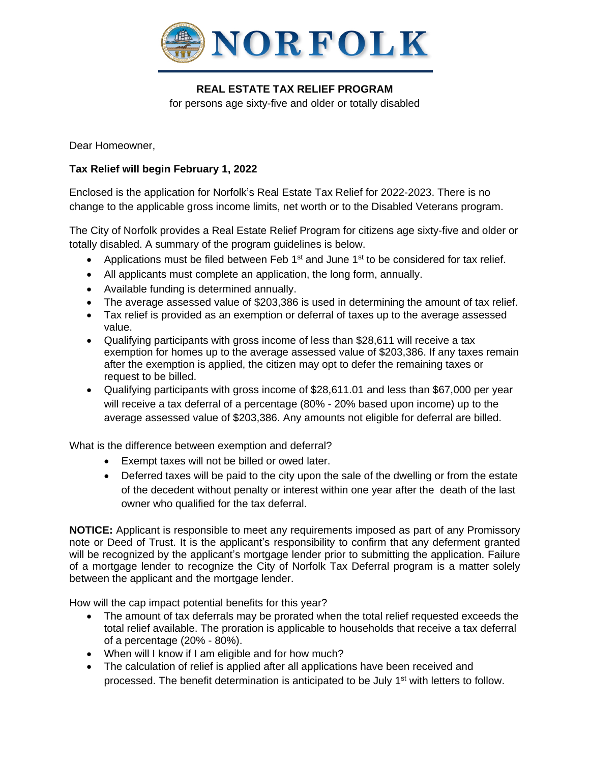# NORFOLK

**REAL ESTATE TAX RELIEF PROGRAM**

for persons age sixty-five and older or totally disabled

Dear Homeowner,

**Tax Relief will begin February 1, 2022**

Enclosed is the application for Norfolk's Real Estate Tax Relief for 2022-2023. There is no change to the applicable gross income limits, net worth or to the Disabled Veterans program.

The City of Norfolk provides a Real Estate Relief Program for citizens age sixty-five and older or totally disabled. A summary of the program guidelines is below.

- Applications must be filed between Feb 1st and June 1st to be considered for tax relief.
- All applicants must complete an application, the long form, annually.
- Available funding is determined annually.
- The average assessed value of $203,386 is used in determining the amount of tax relief.
- Tax relief is provided as an exemption or deferral of taxes up to the average assessed value.
- Qualifying participants with gross income of less than $28,611 will receive a tax exemption for homes up to the average assessed value of $203,386. If any taxes remain after the exemption is applied, the citizen may opt to defer the remaining taxes or request to be billed.
- Qualifying participants with gross income of $28,611.01 and less than $67,000 per year will receive a tax deferral of a percentage (80% - 20% based upon income) up to the average assessed value of $203,386. Any amounts not eligible for deferral are billed.

What is the difference between exemption and deferral?

- Exempt taxes will not be billed or owed later.
- Deferred taxes will be paid to the city upon the sale of the dwelling or from the estate of the decedent without penalty or interest within one year after the death of the last owner who qualified for the tax deferral.

**NOTICE:** Applicant is responsible to meet any requirements imposed as part of any Promissory note or Deed of Trust. It is the applicant's responsibility to confirm that any deferment granted will be recognized by the applicant's mortgage lender prior to submitting the application. Failure of a mortgage lender to recognize the City of Norfolk Tax Deferral program is a matter solely between the applicant and the mortgage lender.

How will the cap impact potential benefits for this year?

- The amount of tax deferrals may be prorated when the total relief requested exceeds the total relief available. The proration is applicable to households that receive a tax deferral of a percentage (20% - 80%).
- When will I know if I am eligible and for how much?
- The calculation of relief is applied after all applications have been received and processed. The benefit determination is anticipated to be July 1st with letters to follow.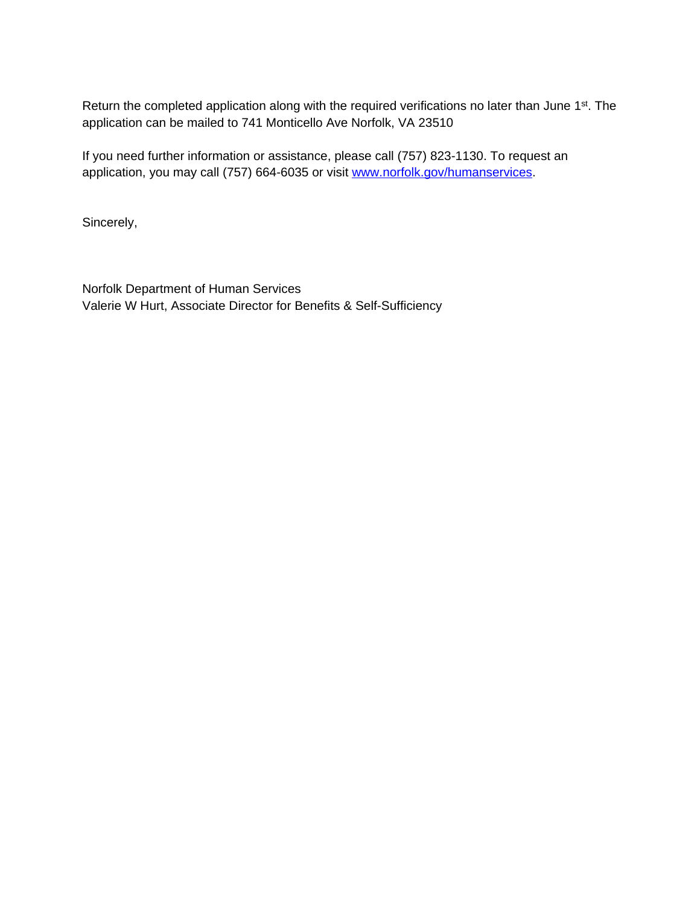Return the completed application along with the required verifications no later than June 1st. The application can be mailed to 741 Monticello Ave Norfolk, VA 23510

If you need further information or assistance, please call (757) 823-1130. To request an application, you may call (757) 664-6035 or visit [www.norfolk.gov/humanservices](http://www.norfolk.gov/humanservices).

Sincerely,

Norfolk Department of Human Services
Valerie W Hurt, Associate Director for Benefits & Self-Sufficiency